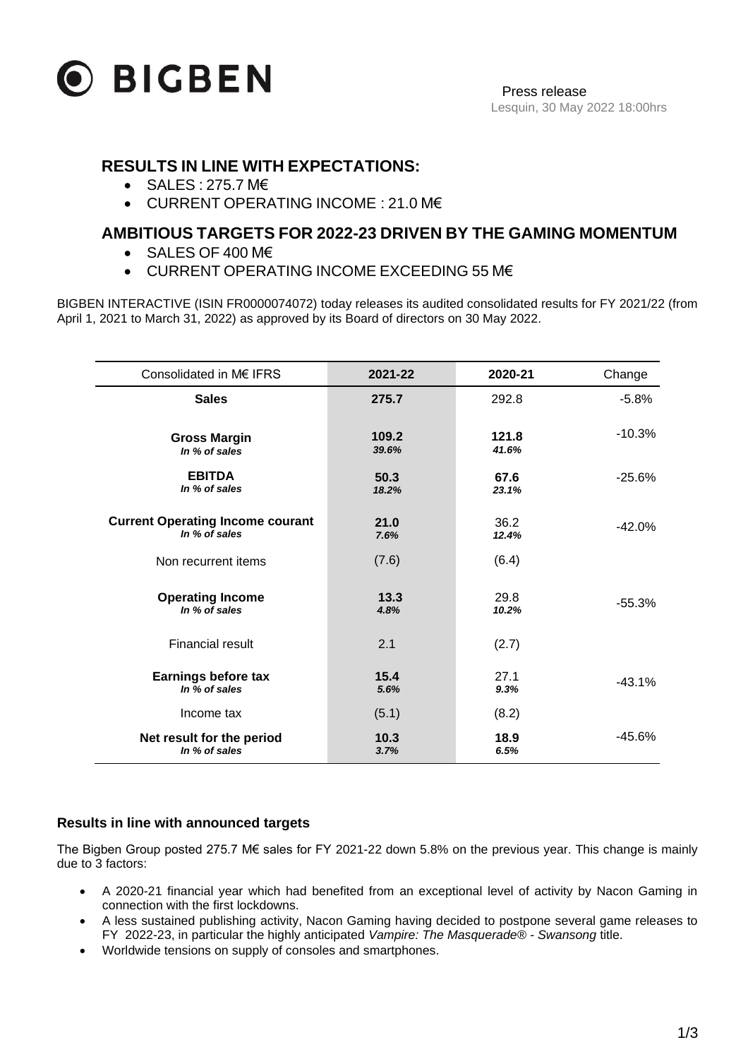**BIGBEN**

Press release
Lesquin, 30 May 2022 18:00hrs

## RESULTS IN LINE WITH EXPECTATIONS:

- SALES : 275.7 M€
- CURRENT OPERATING INCOME : 21.0 M€

## AMBITIOUS TARGETS FOR 2022-23 DRIVEN BY THE GAMING MOMENTUM

- SALES OF 400 M€
- CURRENT OPERATING INCOME EXCEEDING 55 M€

BIGBEN INTERACTIVE (ISIN FR0000074072) today releases its audited consolidated results for FY 2021/22 (from April 1, 2021 to March 31, 2022) as approved by its Board of directors on 30 May 2022.

| Consolidated in M€ IFRS | 2021-22 | 2020-21 | Change |
|---|---|---|---|
| **Sales** | **275.7** | 292.8 | -5.8% |
| **Gross Margin** <br> *In % of sales* | **109.2** <br> *39.6%* | **121.8** <br> *41.6%* | -10.3% |
| **EBITDA** <br> *In % of sales* | **50.3** <br> *18.2%* | **67.6** <br> *23.1%* | -25.6% |
| **Current Operating Income courant** <br> *In % of sales* | **21.0** <br> *7.6%* | 36.2 <br> *12.4%* | -42.0% |
| Non recurrent items | (7.6) | (6.4) | |
| **Operating Income** <br> *In % of sales* | **13.3** <br> *4.8%* | 29.8 <br> *10.2%* | -55.3% |
| Financial result | 2.1 | (2.7) | |
| **Earnings before tax** <br> *In % of sales* | **15.4** <br> *5.6%* | 27.1 <br> *9.3%* | -43.1% |
| Income tax | (5.1) | (8.2) | |
| **Net result for the period** <br> *In % of sales* | **10.3** <br> *3.7%* | **18.9** <br> *6.5%* | -45.6% |

### Results in line with announced targets

The Bigben Group posted 275.7 M€ sales for FY 2021-22 down 5.8% on the previous year. This change is mainly due to 3 factors:

- A 2020-21 financial year which had benefited from an exceptional level of activity by Nacon Gaming in connection with the first lockdowns.
- A less sustained publishing activity, Nacon Gaming having decided to postpone several game releases to FY 2022-23, in particular the highly anticipated *Vampire: The Masquerade® - Swansong* title.
- Worldwide tensions on supply of consoles and smartphones.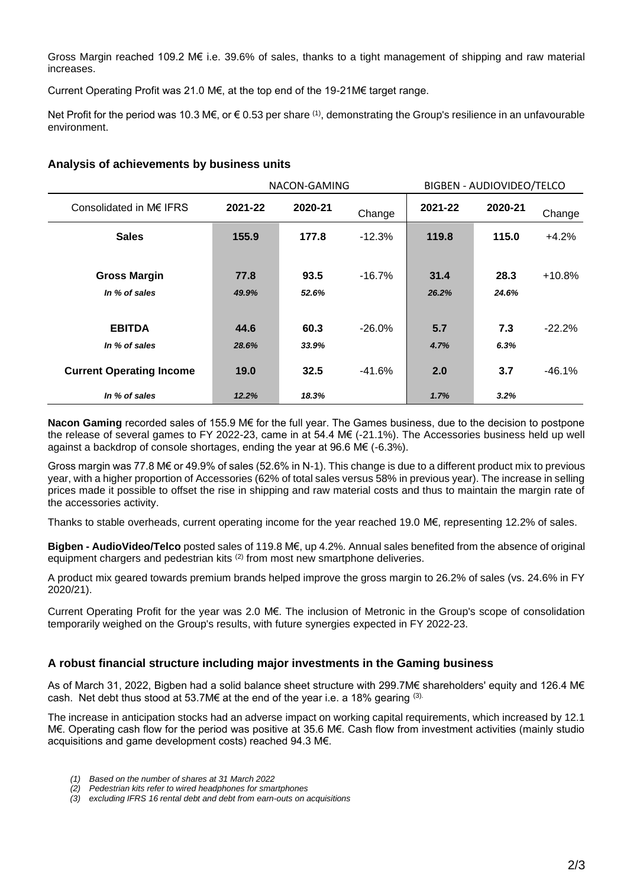Gross Margin reached 109.2 M€ i.e. 39.6% of sales, thanks to a tight management of shipping and raw material increases.

Current Operating Profit was 21.0 M€, at the top end of the 19-21M€ target range.

Net Profit for the period was 10.3 M€, or € 0.53 per share [(1)], demonstrating the Group's resilience in an unfavourable environment.

### Analysis of achievements by business units

| | NACON-GAMING | | | BIGBEN - AUDIOVIDEO/TELCO | | |
|---|---|---|---|---|---|---|
| Consolidated in M€ IFRS | 2021-22 | 2020-21 | Change | 2021-22 | 2020-21 | Change |
| **Sales** | **155.9** | **177.8** | -12.3% | **119.8** | **115.0** | +4.2% |
| **Gross Margin** | **77.8** | **93.5** | -16.7% | **31.4** | **28.3** | +10.8% |
| *In % of sales* | *49.9%* | *52.6%* | | *26.2%* | *24.6%* | |
| **EBITDA** | **44.6** | **60.3** | -26.0% | **5.7** | **7.3** | -22.2% |
| *In % of sales* | *28.6%* | *33.9%* | | *4.7%* | *6.3%* | |
| **Current Operating Income** | **19.0** | **32.5** | -41.6% | **2.0** | **3.7** | -46.1% |
| *In % of sales* | *12.2%* | *18.3%* | | *1.7%* | *3.2%* | |

**Nacon Gaming** recorded sales of 155.9 M€ for the full year. The Games business, due to the decision to postpone the release of several games to FY 2022-23, came in at 54.4 M€ (-21.1%). The Accessories business held up well against a backdrop of console shortages, ending the year at 96.6 M€ (-6.3%).

Gross margin was 77.8 M€ or 49.9% of sales (52.6% in N-1). This change is due to a different product mix to previous year, with a higher proportion of Accessories (62% of total sales versus 58% in previous year). The increase in selling prices made it possible to offset the rise in shipping and raw material costs and thus to maintain the margin rate of the accessories activity.

Thanks to stable overheads, current operating income for the year reached 19.0 M€, representing 12.2% of sales.

**Bigben - AudioVideo/Telco** posted sales of 119.8 M€, up 4.2%. Annual sales benefited from the absence of original equipment chargers and pedestrian kits [(2)] from most new smartphone deliveries.

A product mix geared towards premium brands helped improve the gross margin to 26.2% of sales (vs. 24.6% in FY 2020/21).

Current Operating Profit for the year was 2.0 M€. The inclusion of Metronic in the Group's scope of consolidation temporarily weighed on the Group's results, with future synergies expected in FY 2022-23.

### A robust financial structure including major investments in the Gaming business

As of March 31, 2022, Bigben had a solid balance sheet structure with 299.7M€ shareholders' equity and 126.4 M€ cash. Net debt thus stood at 53.7M€ at the end of the year i.e. a 18% gearing [(3)].

The increase in anticipation stocks had an adverse impact on working capital requirements, which increased by 12.1 M€. Operating cash flow for the period was positive at 35.6 M€. Cash flow from investment activities (mainly studio acquisitions and game development costs) reached 94.3 M€.

*(1) Based on the number of shares at 31 March 2022*
*(2) Pedestrian kits refer to wired headphones for smartphones*
*(3) excluding IFRS 16 rental debt and debt from earn-outs on acquisitions*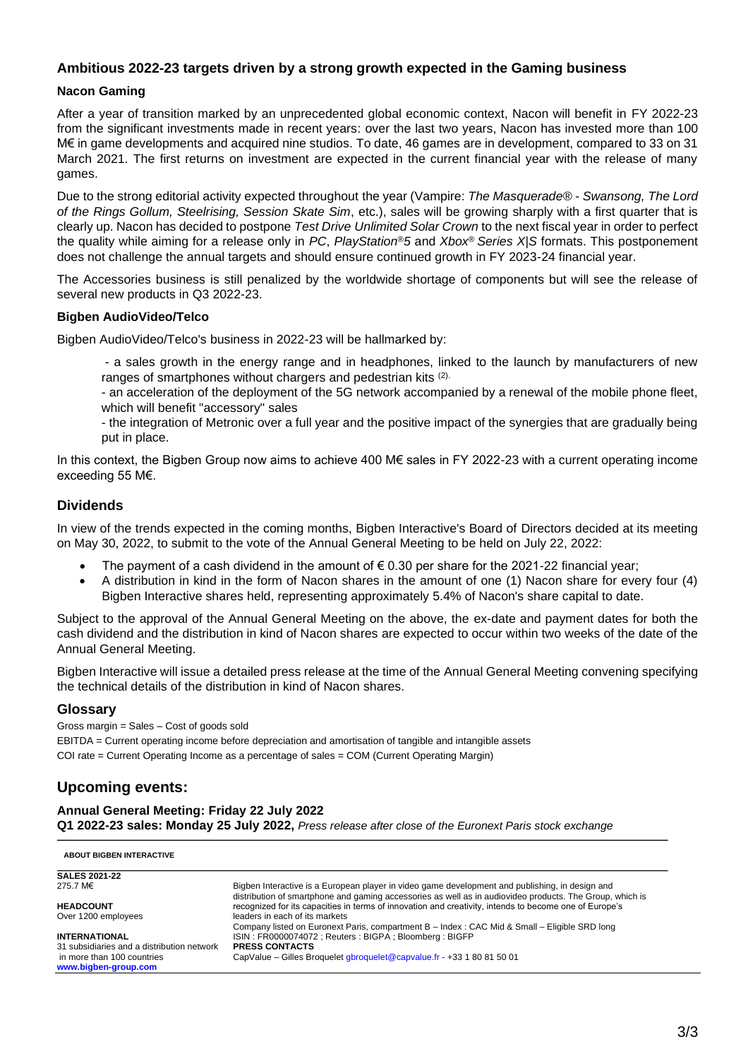## Ambitious 2022-23 targets driven by a strong growth expected in the Gaming business

### Nacon Gaming

After a year of transition marked by an unprecedented global economic context, Nacon will benefit in FY 2022-23 from the significant investments made in recent years: over the last two years, Nacon has invested more than 100 M€ in game developments and acquired nine studios. To date, 46 games are in development, compared to 33 on 31 March 2021. The first returns on investment are expected in the current financial year with the release of many games.

Due to the strong editorial activity expected throughout the year (Vampire: *The Masquerade® - Swansong, The Lord of the Rings Gollum, Steelrising, Session Skate Sim*, etc.), sales will be growing sharply with a first quarter that is clearly up. Nacon has decided to postpone *Test Drive Unlimited Solar Crown* to the next fiscal year in order to perfect the quality while aiming for a release only in *PC*, *PlayStation®5* and *Xbox® Series X|S* formats. This postponement does not challenge the annual targets and should ensure continued growth in FY 2023-24 financial year.

The Accessories business is still penalized by the worldwide shortage of components but will see the release of several new products in Q3 2022-23.

### Bigben AudioVideo/Telco

Bigben AudioVideo/Telco's business in 2022-23 will be hallmarked by:

- a sales growth in the energy range and in headphones, linked to the launch by manufacturers of new ranges of smartphones without chargers and pedestrian kits [(2)].
- an acceleration of the deployment of the 5G network accompanied by a renewal of the mobile phone fleet, which will benefit "accessory" sales
- the integration of Metronic over a full year and the positive impact of the synergies that are gradually being put in place.

In this context, the Bigben Group now aims to achieve 400 M€ sales in FY 2022-23 with a current operating income exceeding 55 M€.

## Dividends

In view of the trends expected in the coming months, Bigben Interactive's Board of Directors decided at its meeting on May 30, 2022, to submit to the vote of the Annual General Meeting to be held on July 22, 2022:

- The payment of a cash dividend in the amount of € 0.30 per share for the 2021-22 financial year;
- A distribution in kind in the form of Nacon shares in the amount of one (1) Nacon share for every four (4) Bigben Interactive shares held, representing approximately 5.4% of Nacon's share capital to date.

Subject to the approval of the Annual General Meeting on the above, the ex-date and payment dates for both the cash dividend and the distribution in kind of Nacon shares are expected to occur within two weeks of the date of the Annual General Meeting.

Bigben Interactive will issue a detailed press release at the time of the Annual General Meeting convening specifying the technical details of the distribution in kind of Nacon shares.

## Glossary

Gross margin = Sales – Cost of goods sold

EBITDA = Current operating income before depreciation and amortisation of tangible and intangible assets

COI rate = Current Operating Income as a percentage of sales = COM (Current Operating Margin)

## Upcoming events:

**Annual General Meeting: Friday 22 July 2022**

**Q1 2022-23 sales: Monday 25 July 2022,** *Press release after close of the Euronext Paris stock exchange*

**ABOUT BIGBEN INTERACTIVE**

**SALES 2021-22**
275.7 M€

**HEADCOUNT**
Over 1200 employees

**INTERNATIONAL**
31 subsidiaries and a distribution network in more than 100 countries
**www.bigben-group.com**

Bigben Interactive is a European player in video game development and publishing, in design and distribution of smartphone and gaming accessories as well as in audiovideo products. The Group, which is recognized for its capacities in terms of innovation and creativity, intends to become one of Europe's leaders in each of its markets

Company listed on Euronext Paris, compartment B – Index : CAC Mid & Small – Eligible SRD long
ISIN : FR0000074072 ; Reuters : BIGPA ; Bloomberg : BIGFP

**PRESS CONTACTS**
CapValue – Gilles Broquelet gbroquelet@capvalue.fr - +33 1 80 81 50 01